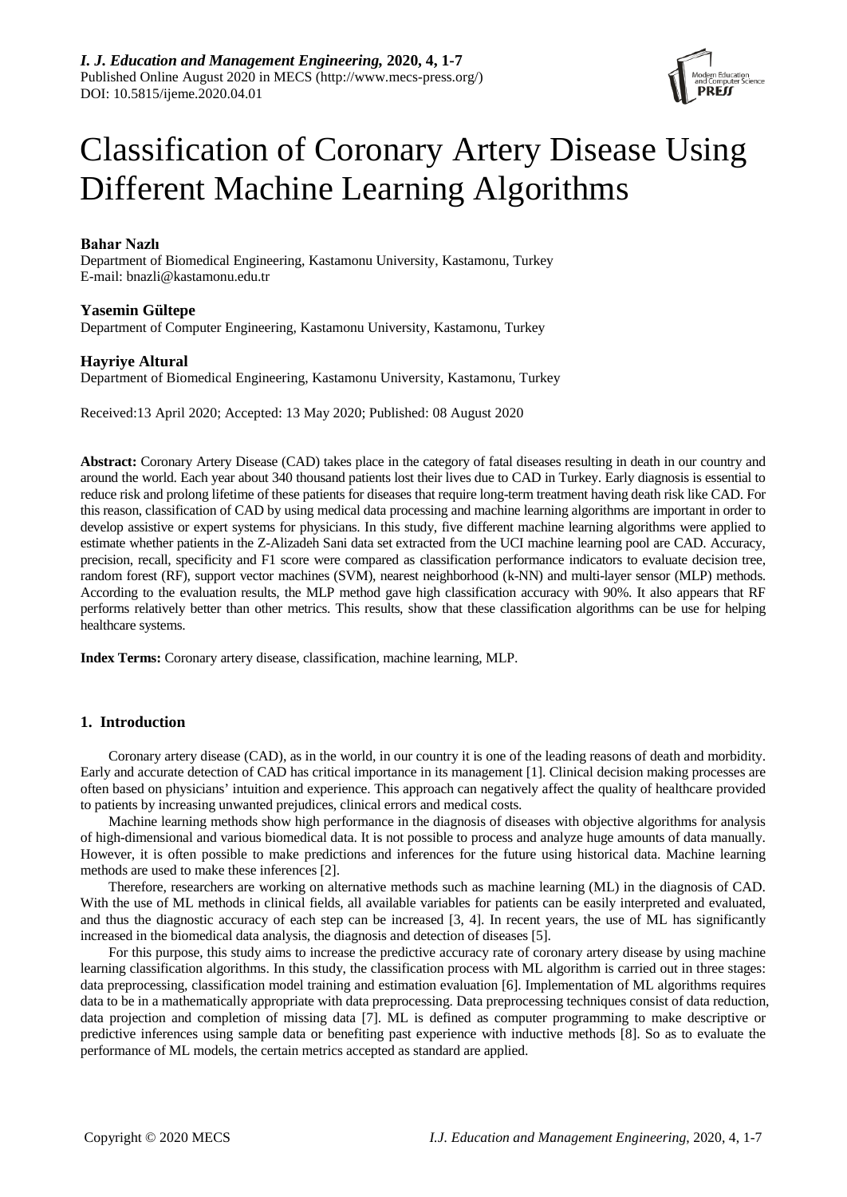# Classification of Coronary Artery Disease Using Different Machine Learning Algorithms

**Bahar Nazlı**
Department of Biomedical Engineering, Kastamonu University, Kastamonu, Turkey
E-mail: bnazli@kastamonu.edu.tr

**Yasemin Gültepe**
Department of Computer Engineering, Kastamonu University, Kastamonu, Turkey

**Hayriye Altural**
Department of Biomedical Engineering, Kastamonu University, Kastamonu, Turkey

Received:13 April 2020; Accepted: 13 May 2020; Published: 08 August 2020

**Abstract:** Coronary Artery Disease (CAD) takes place in the category of fatal diseases resulting in death in our country and around the world. Each year about 340 thousand patients lost their lives due to CAD in Turkey. Early diagnosis is essential to reduce risk and prolong lifetime of these patients for diseases that require long-term treatment having death risk like CAD. For this reason, classification of CAD by using medical data processing and machine learning algorithms are important in order to develop assistive or expert systems for physicians. In this study, five different machine learning algorithms were applied to estimate whether patients in the Z-Alizadeh Sani data set extracted from the UCI machine learning pool are CAD. Accuracy, precision, recall, specificity and F1 score were compared as classification performance indicators to evaluate decision tree, random forest (RF), support vector machines (SVM), nearest neighborhood (k-NN) and multi-layer sensor (MLP) methods. According to the evaluation results, the MLP method gave high classification accuracy with 90%. It also appears that RF performs relatively better than other metrics. This results, show that these classification algorithms can be use for helping healthcare systems.

**Index Terms:** Coronary artery disease, classification, machine learning, MLP.

## 1. Introduction

Coronary artery disease (CAD), as in the world, in our country it is one of the leading reasons of death and morbidity. Early and accurate detection of CAD has critical importance in its management [1]. Clinical decision making processes are often based on physicians' intuition and experience. This approach can negatively affect the quality of healthcare provided to patients by increasing unwanted prejudices, clinical errors and medical costs.

Machine learning methods show high performance in the diagnosis of diseases with objective algorithms for analysis of high-dimensional and various biomedical data. It is not possible to process and analyze huge amounts of data manually. However, it is often possible to make predictions and inferences for the future using historical data. Machine learning methods are used to make these inferences [2].

Therefore, researchers are working on alternative methods such as machine learning (ML) in the diagnosis of CAD. With the use of ML methods in clinical fields, all available variables for patients can be easily interpreted and evaluated, and thus the diagnostic accuracy of each step can be increased [3, 4]. In recent years, the use of ML has significantly increased in the biomedical data analysis, the diagnosis and detection of diseases [5].

For this purpose, this study aims to increase the predictive accuracy rate of coronary artery disease by using machine learning classification algorithms. In this study, the classification process with ML algorithm is carried out in three stages: data preprocessing, classification model training and estimation evaluation [6]. Implementation of ML algorithms requires data to be in a mathematically appropriate with data preprocessing. Data preprocessing techniques consist of data reduction, data projection and completion of missing data [7]. ML is defined as computer programming to make descriptive or predictive inferences using sample data or benefiting past experience with inductive methods [8]. So as to evaluate the performance of ML models, the certain metrics accepted as standard are applied.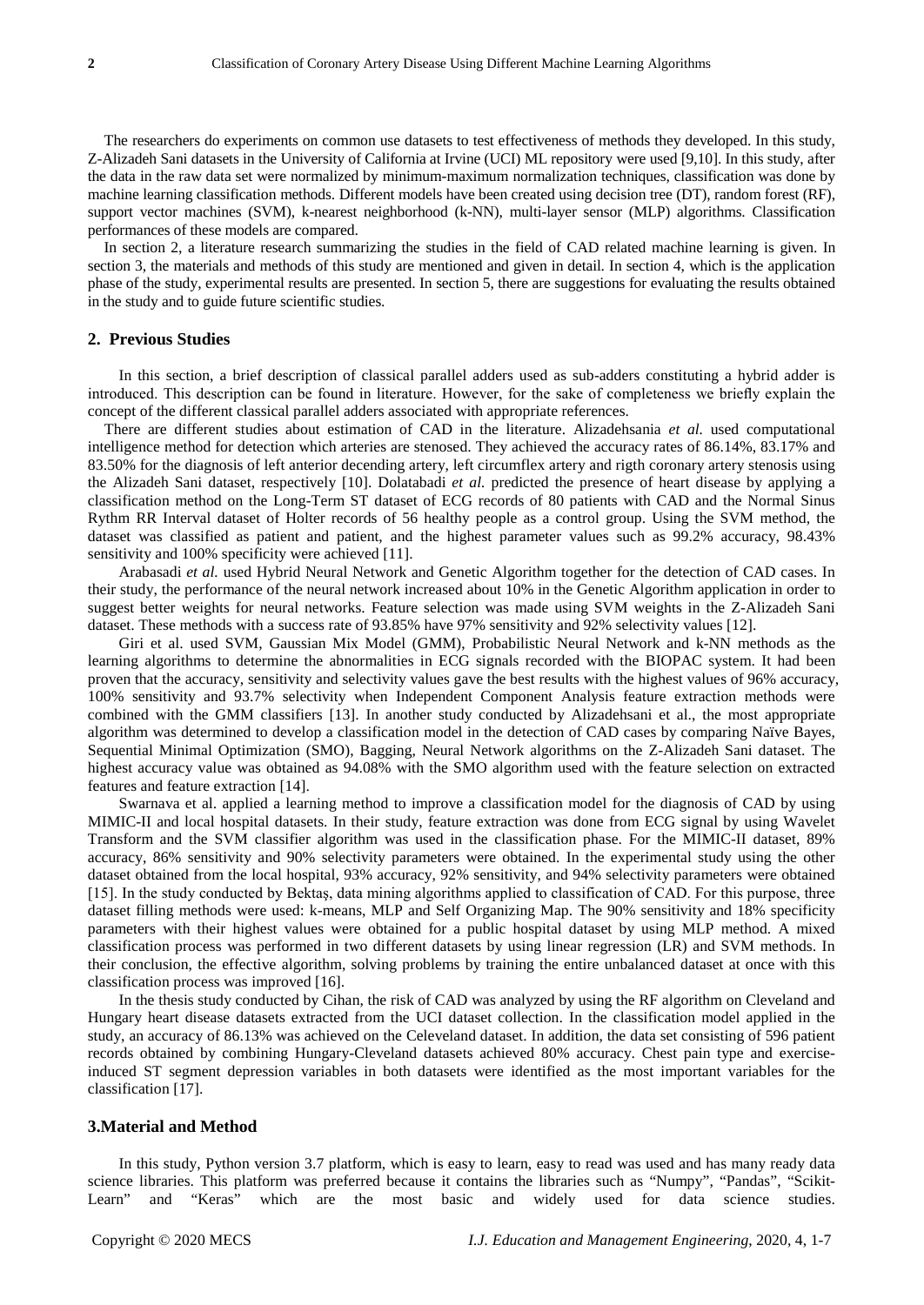The researchers do experiments on common use datasets to test effectiveness of methods they developed. In this study, Z-Alizadeh Sani datasets in the University of California at Irvine (UCI) ML repository were used [9,10]. In this study, after the data in the raw data set were normalized by minimum-maximum normalization techniques, classification was done by machine learning classification methods. Different models have been created using decision tree (DT), random forest (RF), support vector machines (SVM), k-nearest neighborhood (k-NN), multi-layer sensor (MLP) algorithms. Classification performances of these models are compared.

In section 2, a literature research summarizing the studies in the field of CAD related machine learning is given. In section 3, the materials and methods of this study are mentioned and given in detail. In section 4, which is the application phase of the study, experimental results are presented. In section 5, there are suggestions for evaluating the results obtained in the study and to guide future scientific studies.

## 2. Previous Studies

In this section, a brief description of classical parallel adders used as sub-adders constituting a hybrid adder is introduced. This description can be found in literature. However, for the sake of completeness we briefly explain the concept of the different classical parallel adders associated with appropriate references.

There are different studies about estimation of CAD in the literature. Alizadehsania *et al.* used computational intelligence method for detection which arteries are stenosed. They achieved the accuracy rates of 86.14%, 83.17% and 83.50% for the diagnosis of left anterior decending artery, left circumflex artery and rigth coronary artery stenosis using the Alizadeh Sani dataset, respectively [10]. Dolatabadi *et al.* predicted the presence of heart disease by applying a classification method on the Long-Term ST dataset of ECG records of 80 patients with CAD and the Normal Sinus Rythm RR Interval dataset of Holter records of 56 healthy people as a control group. Using the SVM method, the dataset was classified as patient and patient, and the highest parameter values such as 99.2% accuracy, 98.43% sensitivity and 100% specificity were achieved [11].

Arabasadi *et al.* used Hybrid Neural Network and Genetic Algorithm together for the detection of CAD cases. In their study, the performance of the neural network increased about 10% in the Genetic Algorithm application in order to suggest better weights for neural networks. Feature selection was made using SVM weights in the Z-Alizadeh Sani dataset. These methods with a success rate of 93.85% have 97% sensitivity and 92% selectivity values [12].

Giri et al. used SVM, Gaussian Mix Model (GMM), Probabilistic Neural Network and k-NN methods as the learning algorithms to determine the abnormalities in ECG signals recorded with the BIOPAC system. It had been proven that the accuracy, sensitivity and selectivity values gave the best results with the highest values of 96% accuracy, 100% sensitivity and 93.7% selectivity when Independent Component Analysis feature extraction methods were combined with the GMM classifiers [13]. In another study conducted by Alizadehsani et al., the most appropriate algorithm was determined to develop a classification model in the detection of CAD cases by comparing Naïve Bayes, Sequential Minimal Optimization (SMO), Bagging, Neural Network algorithms on the Z-Alizadeh Sani dataset. The highest accuracy value was obtained as 94.08% with the SMO algorithm used with the feature selection on extracted features and feature extraction [14].

Swarnava et al. applied a learning method to improve a classification model for the diagnosis of CAD by using MIMIC-II and local hospital datasets. In their study, feature extraction was done from ECG signal by using Wavelet Transform and the SVM classifier algorithm was used in the classification phase. For the MIMIC-II dataset, 89% accuracy, 86% sensitivity and 90% selectivity parameters were obtained. In the experimental study using the other dataset obtained from the local hospital, 93% accuracy, 92% sensitivity, and 94% selectivity parameters were obtained [15]. In the study conducted by Bektaş, data mining algorithms applied to classification of CAD. For this purpose, three dataset filling methods were used: k-means, MLP and Self Organizing Map. The 90% sensitivity and 18% specificity parameters with their highest values were obtained for a public hospital dataset by using MLP method. A mixed classification process was performed in two different datasets by using linear regression (LR) and SVM methods. In their conclusion, the effective algorithm, solving problems by training the entire unbalanced dataset at once with this classification process was improved [16].

In the thesis study conducted by Cihan, the risk of CAD was analyzed by using the RF algorithm on Cleveland and Hungary heart disease datasets extracted from the UCI dataset collection. In the classification model applied in the study, an accuracy of 86.13% was achieved on the Celeveland dataset. In addition, the data set consisting of 596 patient records obtained by combining Hungary-Cleveland datasets achieved 80% accuracy. Chest pain type and exercise-induced ST segment depression variables in both datasets were identified as the most important variables for the classification [17].

## 3.Material and Method

In this study, Python version 3.7 platform, which is easy to learn, easy to read was used and has many ready data science libraries. This platform was preferred because it contains the libraries such as "Numpy", "Pandas", "Scikit-Learn" and "Keras" which are the most basic and widely used for data science studies.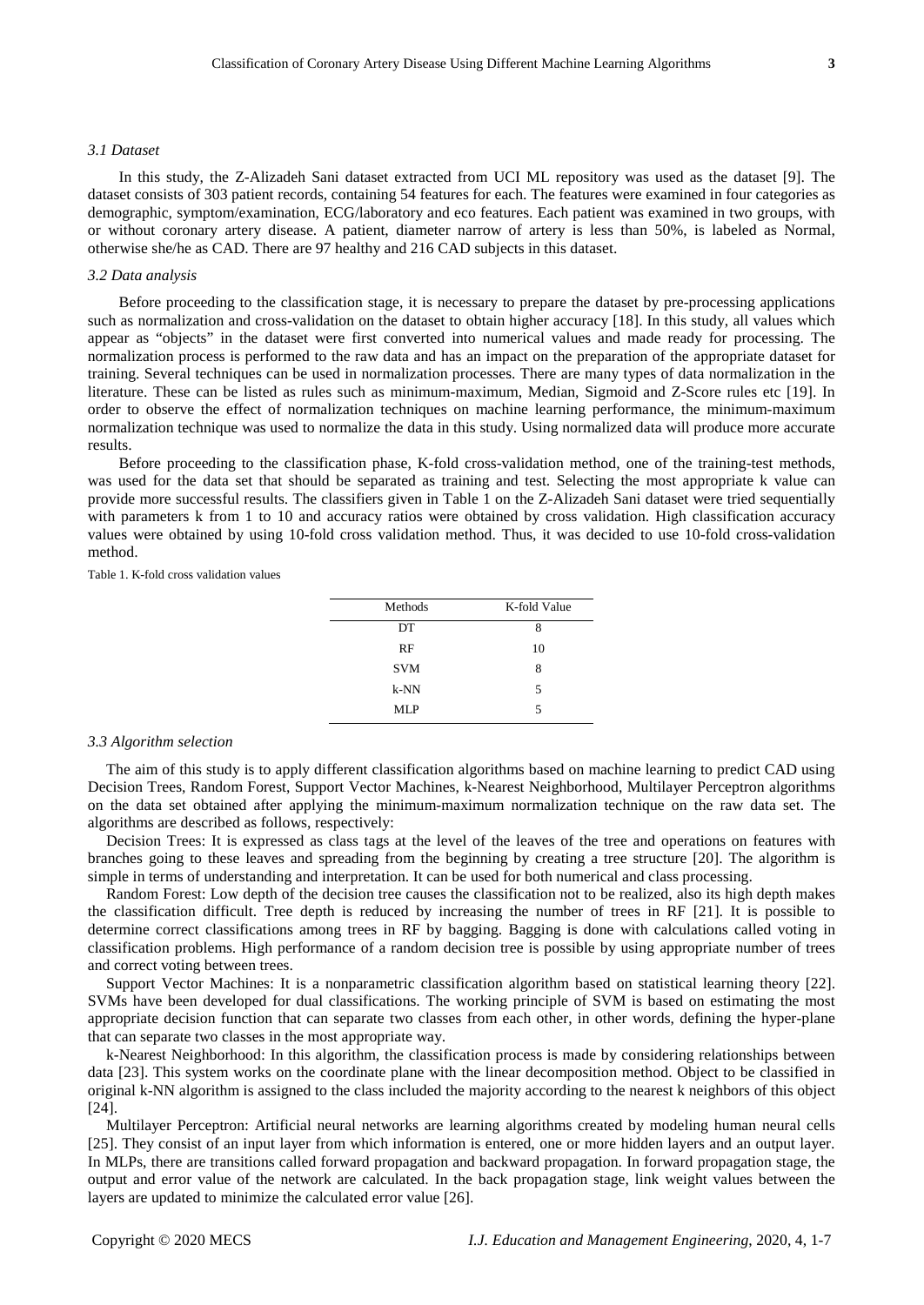### *3.1 Dataset*

In this study, the Z-Alizadeh Sani dataset extracted from UCI ML repository was used as the dataset [9]. The dataset consists of 303 patient records, containing 54 features for each. The features were examined in four categories as demographic, symptom/examination, ECG/laboratory and eco features. Each patient was examined in two groups, with or without coronary artery disease. A patient, diameter narrow of artery is less than 50%, is labeled as Normal, otherwise she/he as CAD. There are 97 healthy and 216 CAD subjects in this dataset.

### *3.2 Data analysis*

Before proceeding to the classification stage, it is necessary to prepare the dataset by pre-processing applications such as normalization and cross-validation on the dataset to obtain higher accuracy [18]. In this study, all values which appear as "objects" in the dataset were first converted into numerical values and made ready for processing. The normalization process is performed to the raw data and has an impact on the preparation of the appropriate dataset for training. Several techniques can be used in normalization processes. There are many types of data normalization in the literature. These can be listed as rules such as minimum-maximum, Median, Sigmoid and Z-Score rules etc [19]. In order to observe the effect of normalization techniques on machine learning performance, the minimum-maximum normalization technique was used to normalize the data in this study. Using normalized data will produce more accurate results.

Before proceeding to the classification phase, K-fold cross-validation method, one of the training-test methods, was used for the data set that should be separated as training and test. Selecting the most appropriate k value can provide more successful results. The classifiers given in Table 1 on the Z-Alizadeh Sani dataset were tried sequentially with parameters k from 1 to 10 and accuracy ratios were obtained by cross validation. High classification accuracy values were obtained by using 10-fold cross validation method. Thus, it was decided to use 10-fold cross-validation method.

Table 1. K-fold cross validation values

| Methods | K-fold Value |
|---|---|
| DT | 8 |
| RF | 10 |
| SVM | 8 |
| k-NN | 5 |
| MLP | 5 |

### *3.3 Algorithm selection*

The aim of this study is to apply different classification algorithms based on machine learning to predict CAD using Decision Trees, Random Forest, Support Vector Machines, k-Nearest Neighborhood, Multilayer Perceptron algorithms on the data set obtained after applying the minimum-maximum normalization technique on the raw data set. The algorithms are described as follows, respectively:

Decision Trees: It is expressed as class tags at the level of the leaves of the tree and operations on features with branches going to these leaves and spreading from the beginning by creating a tree structure [20]. The algorithm is simple in terms of understanding and interpretation. It can be used for both numerical and class processing.

Random Forest: Low depth of the decision tree causes the classification not to be realized, also its high depth makes the classification difficult. Tree depth is reduced by increasing the number of trees in RF [21]. It is possible to determine correct classifications among trees in RF by bagging. Bagging is done with calculations called voting in classification problems. High performance of a random decision tree is possible by using appropriate number of trees and correct voting between trees.

Support Vector Machines: It is a nonparametric classification algorithm based on statistical learning theory [22]. SVMs have been developed for dual classifications. The working principle of SVM is based on estimating the most appropriate decision function that can separate two classes from each other, in other words, defining the hyper-plane that can separate two classes in the most appropriate way.

k-Nearest Neighborhood: In this algorithm, the classification process is made by considering relationships between data [23]. This system works on the coordinate plane with the linear decomposition method. Object to be classified in original k-NN algorithm is assigned to the class included the majority according to the nearest k neighbors of this object [24].

Multilayer Perceptron: Artificial neural networks are learning algorithms created by modeling human neural cells [25]. They consist of an input layer from which information is entered, one or more hidden layers and an output layer. In MLPs, there are transitions called forward propagation and backward propagation. In forward propagation stage, the output and error value of the network are calculated. In the back propagation stage, link weight values between the layers are updated to minimize the calculated error value [26].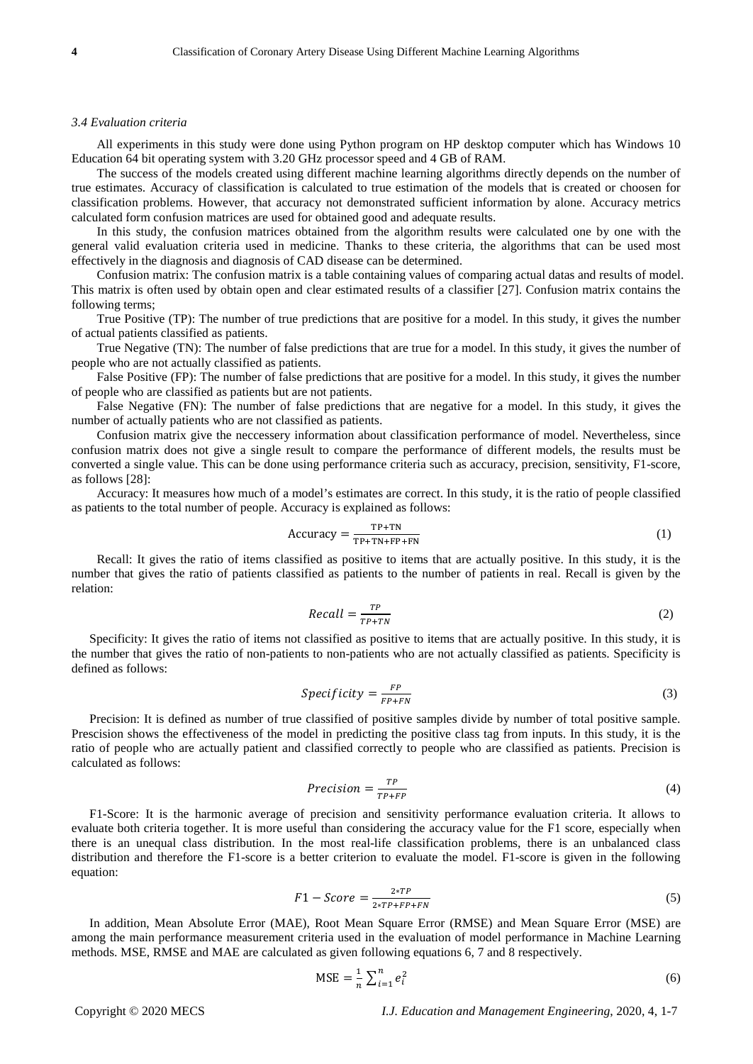*3.4 Evaluation criteria*

All experiments in this study were done using Python program on HP desktop computer which has Windows 10 Education 64 bit operating system with 3.20 GHz processor speed and 4 GB of RAM.

The success of the models created using different machine learning algorithms directly depends on the number of true estimates. Accuracy of classification is calculated to true estimation of the models that is created or choosen for classification problems. However, that accuracy not demonstrated sufficient information by alone. Accuracy metrics calculated form confusion matrices are used for obtained good and adequate results.

In this study, the confusion matrices obtained from the algorithm results were calculated one by one with the general valid evaluation criteria used in medicine. Thanks to these criteria, the algorithms that can be used most effectively in the diagnosis and diagnosis of CAD disease can be determined.

Confusion matrix: The confusion matrix is a table containing values of comparing actual datas and results of model. This matrix is often used by obtain open and clear estimated results of a classifier [27]. Confusion matrix contains the following terms;

True Positive (TP): The number of true predictions that are positive for a model. In this study, it gives the number of actual patients classified as patients.

True Negative (TN): The number of false predictions that are true for a model. In this study, it gives the number of people who are not actually classified as patients.

False Positive (FP): The number of false predictions that are positive for a model. In this study, it gives the number of people who are classified as patients but are not patients.

False Negative (FN): The number of false predictions that are negative for a model. In this study, it gives the number of actually patients who are not classified as patients.

Confusion matrix give the neccessery information about classification performance of model. Nevertheless, since confusion matrix does not give a single result to compare the performance of different models, the results must be converted a single value. This can be done using performance criteria such as accuracy, precision, sensitivity, F1-score, as follows [28]:

Accuracy: It measures how much of a model's estimates are correct. In this study, it is the ratio of people classified as patients to the total number of people. Accuracy is explained as follows:

$$\text{Accuracy} = \frac{\text{TP+TN}}{\text{TP+TN+FP+FN}} \tag{1}$$

Recall: It gives the ratio of items classified as positive to items that are actually positive. In this study, it is the number that gives the ratio of patients classified as patients to the number of patients in real. Recall is given by the relation:

$$Recall = \frac{TP}{TP+TN} \tag{2}$$

Specificity: It gives the ratio of items not classified as positive to items that are actually positive. In this study, it is the number that gives the ratio of non-patients to non-patients who are not actually classified as patients. Specificity is defined as follows:

$$Specificity = \frac{FP}{FP+FN} \tag{3}$$

Precision: It is defined as number of true classified of positive samples divide by number of total positive sample. Prescision shows the effectiveness of the model in predicting the positive class tag from inputs. In this study, it is the ratio of people who are actually patient and classified correctly to people who are classified as patients. Precision is calculated as follows:

$$Precision = \frac{TP}{TP+FP} \tag{4}$$

F1-Score: It is the harmonic average of precision and sensitivity performance evaluation criteria. It allows to evaluate both criteria together. It is more useful than considering the accuracy value for the F1 score, especially when there is an unequal class distribution. In the most real-life classification problems, there is an unbalanced class distribution and therefore the F1-score is a better criterion to evaluate the model. F1-score is given in the following equation:

$$F1 - Score = \frac{2*TP}{2*TP+FP+FN} \tag{5}$$

In addition, Mean Absolute Error (MAE), Root Mean Square Error (RMSE) and Mean Square Error (MSE) are among the main performance measurement criteria used in the evaluation of model performance in Machine Learning methods. MSE, RMSE and MAE are calculated as given following equations 6, 7 and 8 respectively.

$$\text{MSE} = \frac{1}{n}\sum_{i=1}^{n} e_i^2 \tag{6}$$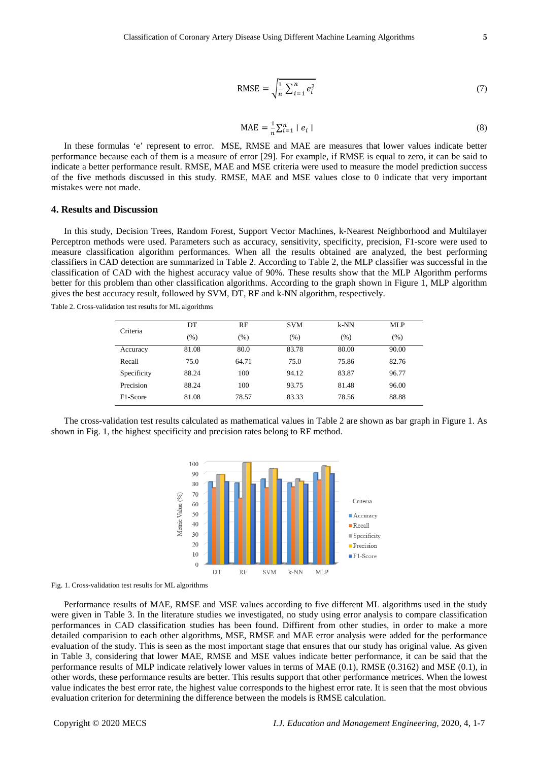$$\text{RMSE} = \sqrt{\frac{1}{n}\sum_{i=1}^{n} e_i^2} \tag{7}$$

$$\text{MAE} = \frac{1}{n}\sum_{i=1}^{n} | e_i | \tag{8}$$

In these formulas 'e' represent to error. MSE, RMSE and MAE are measures that lower values indicate better performance because each of them is a measure of error [29]. For example, if RMSE is equal to zero, it can be said to indicate a better performance result. RMSE, MAE and MSE criteria were used to measure the model prediction success of the five methods discussed in this study. RMSE, MAE and MSE values close to 0 indicate that very important mistakes were not made.

## 4. Results and Discussion

In this study, Decision Trees, Random Forest, Support Vector Machines, k-Nearest Neighborhood and Multilayer Perceptron methods were used. Parameters such as accuracy, sensitivity, specificity, precision, F1-score were used to measure classification algorithm performances. When all the results obtained are analyzed, the best performing classifiers in CAD detection are summarized in Table 2. According to Table 2, the MLP classifier was successful in the classification of CAD with the highest accuracy value of 90%. These results show that the MLP Algorithm performs better for this problem than other classification algorithms. According to the graph shown in Figure 1, MLP algorithm gives the best accuracy result, followed by SVM, DT, RF and k-NN algorithm, respectively.

Table 2. Cross-validation test results for ML algorithms

| Criteria | DT (%) | RF (%) | SVM (%) | k-NN (%) | MLP (%) |
|---|---|---|---|---|---|
| Accuracy | 81.08 | 80.0 | 83.78 | 80.00 | 90.00 |
| Recall | 75.0 | 64.71 | 75.0 | 75.86 | 82.76 |
| Specificity | 88.24 | 100 | 94.12 | 83.87 | 96.77 |
| Precision | 88.24 | 100 | 93.75 | 81.48 | 96.00 |
| F1-Score | 81.08 | 78.57 | 83.33 | 78.56 | 88.88 |

The cross-validation test results calculated as mathematical values in Table 2 are shown as bar graph in Figure 1. As shown in Fig. 1, the highest specificity and precision rates belong to RF method.

Fig. 1. Cross-validation test results for ML algorithms

Performance results of MAE, RMSE and MSE values according to five different ML algorithms used in the study were given in Table 3. In the literature studies we investigated, no study using error analysis to compare classification performances in CAD classification studies has been found. Diffirent from other studies, in order to make a more detailed comparision to each other algorithms, MSE, RMSE and MAE error analysis were added for the performance evaluation of the study. This is seen as the most important stage that ensures that our study has original value. As given in Table 3, considering that lower MAE, RMSE and MSE values indicate better performance, it can be said that the performance results of MLP indicate relatively lower values in terms of MAE (0.1), RMSE (0.3162) and MSE (0.1), in other words, these performance results are better. This results support that other performance metrices. When the lowest value indicates the best error rate, the highest value corresponds to the highest error rate. It is seen that the most obvious evaluation criterion for determining the difference between the models is RMSE calculation.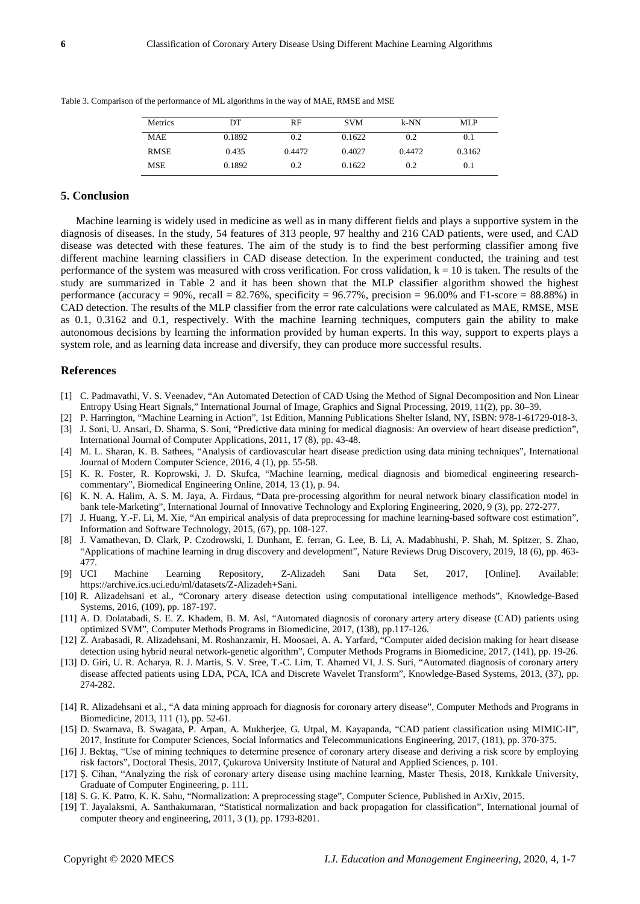Table 3. Comparison of the performance of ML algorithms in the way of MAE, RMSE and MSE

| Metrics | DT | RF | SVM | k-NN | MLP |
|---|---|---|---|---|---|
| MAE | 0.1892 | 0.2 | 0.1622 | 0.2 | 0.1 |
| RMSE | 0.435 | 0.4472 | 0.4027 | 0.4472 | 0.3162 |
| MSE | 0.1892 | 0.2 | 0.1622 | 0.2 | 0.1 |

## 5. Conclusion

Machine learning is widely used in medicine as well as in many different fields and plays a supportive system in the diagnosis of diseases. In the study, 54 features of 313 people, 97 healthy and 216 CAD patients, were used, and CAD disease was detected with these features. The aim of the study is to find the best performing classifier among five different machine learning classifiers in CAD disease detection. In the experiment conducted, the training and test performance of the system was measured with cross verification. For cross validation, $k = 10$ is taken. The results of the study are summarized in Table 2 and it has been shown that the MLP classifier algorithm showed the highest performance (accuracy = 90%, recall = 82.76%, specificity = 96.77%, precision = 96.00% and F1-score = 88.88%) in CAD detection. The results of the MLP classifier from the error rate calculations were calculated as MAE, RMSE, MSE as 0.1, 0.3162 and 0.1, respectively. With the machine learning techniques, computers gain the ability to make autonomous decisions by learning the information provided by human experts. In this way, support to experts plays a system role, and as learning data increase and diversify, they can produce more successful results.

## References

[1] C. Padmavathi, V. S. Veenadev, "An Automated Detection of CAD Using the Method of Signal Decomposition and Non Linear Entropy Using Heart Signals," International Journal of Image, Graphics and Signal Processing, 2019, 11(2), pp. 30–39.

[2] P. Harrington, "Machine Learning in Action", 1st Edition, Manning Publications Shelter Island, NY, ISBN: 978-1-61729-018-3.

[3] J. Soni, U. Ansari, D. Sharma, S. Soni, "Predictive data mining for medical diagnosis: An overview of heart disease prediction", International Journal of Computer Applications, 2011, 17 (8), pp. 43-48.

[4] M. L. Sharan, K. B. Sathees, "Analysis of cardiovascular heart disease prediction using data mining techniques", International Journal of Modern Computer Science, 2016, 4 (1), pp. 55-58.

[5] K. R. Foster, R. Koprowski, J. D. Skufca, "Machine learning, medical diagnosis and biomedical engineering research-commentary", Biomedical Engineering Online, 2014, 13 (1), p. 94.

[6] K. N. A. Halim, A. S. M. Jaya, A. Firdaus, "Data pre-processing algorithm for neural network binary classification model in bank tele-Marketing", International Journal of Innovative Technology and Exploring Engineering, 2020, 9 (3), pp. 272-277.

[7] J. Huang, Y.-F. Li, M. Xie, "An empirical analysis of data preprocessing for machine learning-based software cost estimation", Information and Software Technology, 2015, (67), pp. 108-127.

[8] J. Vamathevan, D. Clark, P. Czodrowski, I. Dunham, E. ferran, G. Lee, B. Li, A. Madabhushi, P. Shah, M. Spitzer, S. Zhao, "Applications of machine learning in drug discovery and development", Nature Reviews Drug Discovery, 2019, 18 (6), pp. 463-477.

[9] UCI Machine Learning Repository, Z-Alizadeh Sani Data Set, 2017, [Online]. Available: https://archive.ics.uci.edu/ml/datasets/Z-Alizadeh+Sani.

[10] R. Alizadehsani et al., "Coronary artery disease detection using computational intelligence methods", Knowledge-Based Systems, 2016, (109), pp. 187-197.

[11] A. D. Dolatabadi, S. E. Z. Khadem, B. M. Asl, "Automated diagnosis of coronary artery artery disease (CAD) patients using optimized SVM", Computer Methods Programs in Biomedicine, 2017, (138), pp.117-126.

[12] Z. Arabasadi, R. Alizadehsani, M. Roshanzamir, H. Moosaei, A. A. Yarfard, "Computer aided decision making for heart disease detection using hybrid neural network-genetic algorithm", Computer Methods Programs in Biomedicine, 2017, (141), pp. 19-26.

[13] D. Giri, U. R. Acharya, R. J. Martis, S. V. Sree, T.-C. Lim, T. Ahamed VI, J. S. Suri, "Automated diagnosis of coronary artery disease affected patients using LDA, PCA, ICA and Discrete Wavelet Transform", Knowledge-Based Systems, 2013, (37), pp. 274-282.

[14] R. Alizadehsani et al., "A data mining approach for diagnosis for coronary artery disease", Computer Methods and Programs in Biomedicine, 2013, 111 (1), pp. 52-61.

[15] D. Swarnava, B. Swagata, P. Arpan, A. Mukherjee, G. Utpal, M. Kayapanda, "CAD patient classification using MIMIC-II", 2017, Institute for Computer Sciences, Social Informatics and Telecommunications Engineering, 2017, (181), pp. 370-375.

[16] J. Bektaş, "Use of mining techniques to determine presence of coronary artery disease and deriving a risk score by employing risk factors", Doctoral Thesis, 2017, Çukurova University Institute of Natural and Applied Sciences, p. 101.

[17] Ş. Cihan, "Analyzing the risk of coronary artery disease using machine learning, Master Thesis, 2018, Kırıkkale University, Graduate of Computer Engineering, p. 111.

[18] S. G. K. Patro, K. K. Sahu, "Normalization: A preprocessing stage", Computer Science, Published in ArXiv, 2015.

[19] T. Jayalaksmi, A. Santhakumaran, "Statistical normalization and back propagation for classification", International journal of computer theory and engineering, 2011, 3 (1), pp. 1793-8201.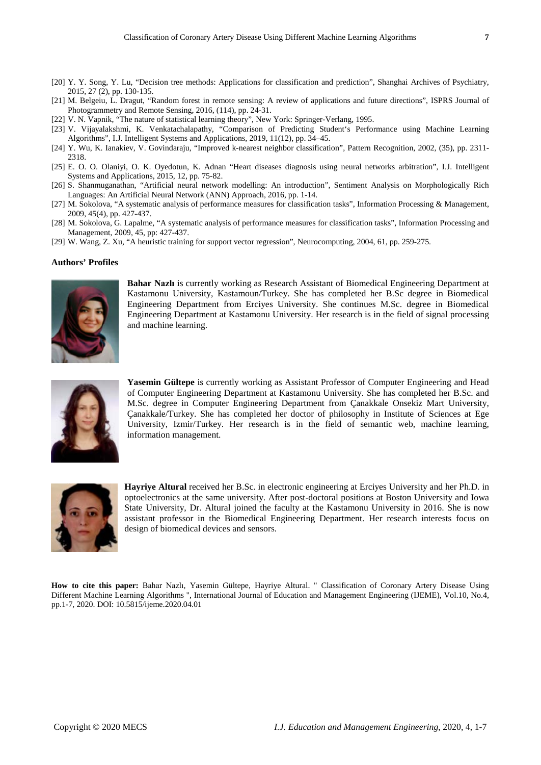[20] Y. Y. Song, Y. Lu, "Decision tree methods: Applications for classification and prediction", Shanghai Archives of Psychiatry, 2015, 27 (2), pp. 130-135.

[21] M. Belgeiu, L. Dragut, "Random forest in remote sensing: A review of applications and future directions", ISPRS Journal of Photogrammetry and Remote Sensing, 2016, (114), pp. 24-31.

[22] V. N. Vapnik, "The nature of statistical learning theory", New York: Springer-Verlang, 1995.

[23] V. Vijayalakshmi, K. Venkatachalapathy, "Comparison of Predicting Student's Performance using Machine Learning Algorithms", I.J. Intelligent Systems and Applications, 2019, 11(12), pp. 34–45.

[24] Y. Wu, K. Ianakiev, V. Govindaraju, "Improved k-nearest neighbor classification", Pattern Recognition, 2002, (35), pp. 2311-2318.

[25] E. O. O. Olaniyi, O. K. Oyedotun, K. Adnan "Heart diseases diagnosis using neural networks arbitration", I.J. Intelligent Systems and Applications, 2015, 12, pp. 75-82.

[26] S. Shanmuganathan, "Artificial neural network modelling: An introduction", Sentiment Analysis on Morphologically Rich Languages: An Artificial Neural Network (ANN) Approach, 2016, pp. 1-14.

[27] M. Sokolova, "A systematic analysis of performance measures for classification tasks", Information Processing & Management, 2009, 45(4), pp. 427-437.

[28] M. Sokolova, G. Lapalme, "A systematic analysis of performance measures for classification tasks", Information Processing and Management, 2009, 45, pp: 427-437.

[29] W. Wang, Z. Xu, "A heuristic training for support vector regression", Neurocomputing, 2004, 61, pp. 259-275.

## Authors' Profiles

**Bahar Nazlı** is currently working as Research Assistant of Biomedical Engineering Department at Kastamonu University, Kastamoun/Turkey. She has completed her B.Sc degree in Biomedical Engineering Department from Erciyes University. She continues M.Sc. degree in Biomedical Engineering Department at Kastamonu University. Her research is in the field of signal processing and machine learning.

**Yasemin Gültepe** is currently working as Assistant Professor of Computer Engineering and Head of Computer Engineering Department at Kastamonu University. She has completed her B.Sc. and M.Sc. degree in Computer Engineering Department from Çanakkale Onsekiz Mart University, Çanakkale/Turkey. She has completed her doctor of philosophy in Institute of Sciences at Ege University, Izmir/Turkey. Her research is in the field of semantic web, machine learning, information management.

**Hayriye Altural** received her B.Sc. in electronic engineering at Erciyes University and her Ph.D. in optoelectronics at the same university. After post-doctoral positions at Boston University and Iowa State University, Dr. Altural joined the faculty at the Kastamonu University in 2016. She is now assistant professor in the Biomedical Engineering Department. Her research interests focus on design of biomedical devices and sensors.

**How to cite this paper:** Bahar Nazlı, Yasemin Gültepe, Hayriye Altural. " Classification of Coronary Artery Disease Using Different Machine Learning Algorithms ", International Journal of Education and Management Engineering (IJEME), Vol.10, No.4, pp.1-7, 2020. DOI: 10.5815/ijeme.2020.04.01